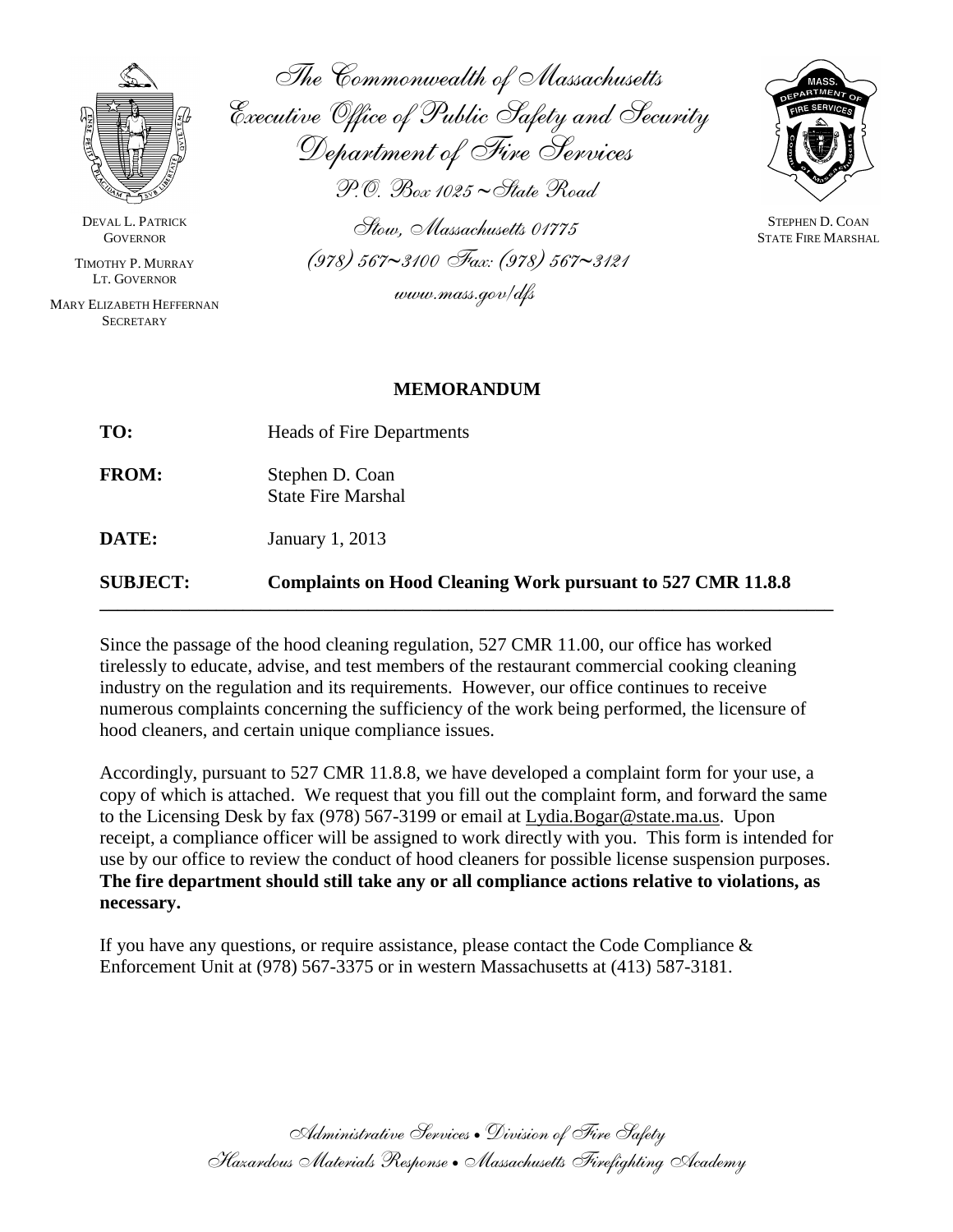The Commonwealth of Massachusetts
Executive Office of Public Safety and Security
Department of Fire Services

P.O. Box 1025 ~ State Road
Stow, Massachusetts 01775
(978) 567~3100 Fax: (978) 567~3121
www.mass.gov/dfs

DEVAL L. PATRICK
GOVERNOR

TIMOTHY P. MURRAY
LT. GOVERNOR

MARY ELIZABETH HEFFERNAN
SECRETARY

STEPHEN D. COAN
STATE FIRE MARSHAL

# MEMORANDUM

**TO:** Heads of Fire Departments

**FROM:** Stephen D. Coan
State Fire Marshal

**DATE:** January 1, 2013

**SUBJECT:** **Complaints on Hood Cleaning Work pursuant to 527 CMR 11.8.8**

---

Since the passage of the hood cleaning regulation, 527 CMR 11.00, our office has worked tirelessly to educate, advise, and test members of the restaurant commercial cooking cleaning industry on the regulation and its requirements. However, our office continues to receive numerous complaints concerning the sufficiency of the work being performed, the licensure of hood cleaners, and certain unique compliance issues.

Accordingly, pursuant to 527 CMR 11.8.8, we have developed a complaint form for your use, a copy of which is attached. We request that you fill out the complaint form, and forward the same to the Licensing Desk by fax (978) 567-3199 or email at Lydia.Bogar@state.ma.us. Upon receipt, a compliance officer will be assigned to work directly with you. This form is intended for use by our office to review the conduct of hood cleaners for possible license suspension purposes. **The fire department should still take any or all compliance actions relative to violations, as necessary.**

If you have any questions, or require assistance, please contact the Code Compliance & Enforcement Unit at (978) 567-3375 or in western Massachusetts at (413) 587-3181.

Administrative Services • Division of Fire Safety
Hazardous Materials Response • Massachusetts Firefighting Academy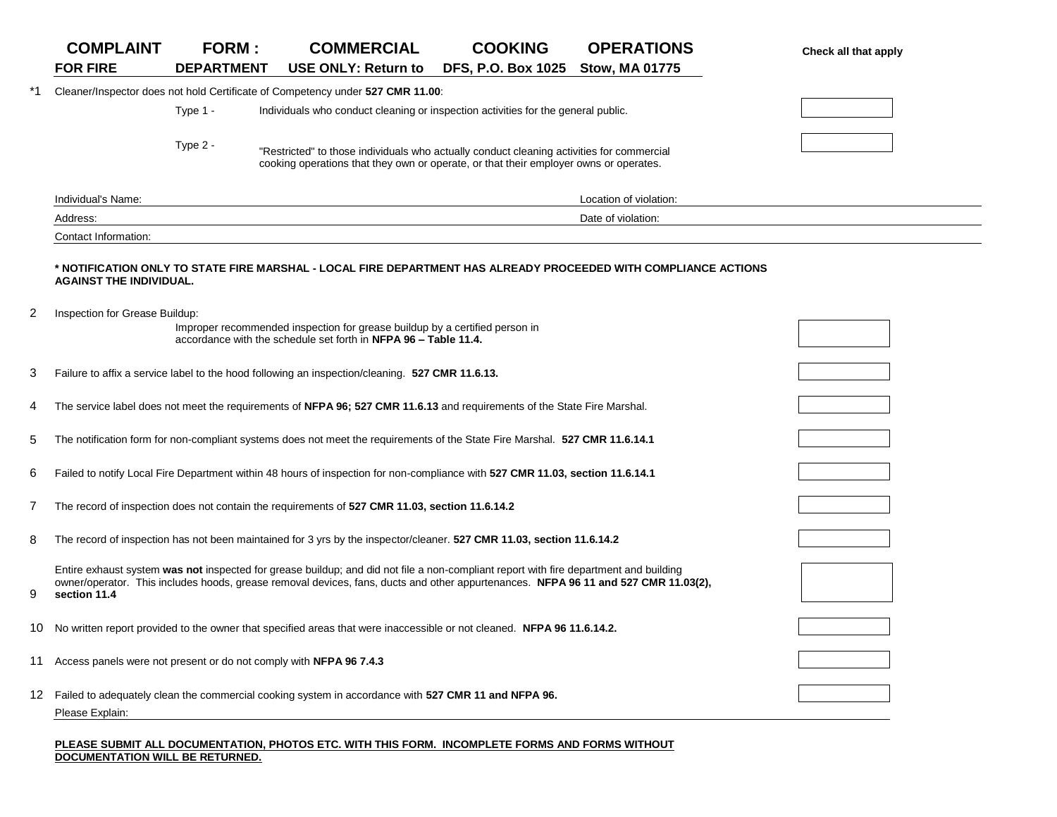# COMPLAINT FORM : COMMERCIAL COOKING OPERATIONS

**FOR FIRE DEPARTMENT USE ONLY: Return to DFS, P.O. Box 1025 Stow, MA 01775**

**Check all that apply**

*1 Cleaner/Inspector does not hold Certificate of Competency under **527 CMR 11.00**:

Type 1 - Individuals who conduct cleaning or inspection activities for the general public. ☐

Type 2 - "Restricted" to those individuals who actually conduct cleaning activities for commercial cooking operations that they own or operate, or that their employer owns or operates. ☐

Individual's Name: ______________________ Location of violation: ______________________

Address: ______________________ Date of violation: ______________________

Contact Information: ______________________

**\* NOTIFICATION ONLY TO STATE FIRE MARSHAL - LOCAL FIRE DEPARTMENT HAS ALREADY PROCEEDED WITH COMPLIANCE ACTIONS AGAINST THE INDIVIDUAL.**

2 Inspection for Grease Buildup:
Improper recommended inspection for grease buildup by a certified person in accordance with the schedule set forth in **NFPA 96 – Table 11.4.** ☐

3 Failure to affix a service label to the hood following an inspection/cleaning. **527 CMR 11.6.13.** ☐

4 The service label does not meet the requirements of **NFPA 96; 527 CMR 11.6.13** and requirements of the State Fire Marshal. ☐

5 The notification form for non-compliant systems does not meet the requirements of the State Fire Marshal. **527 CMR 11.6.14.1** ☐

6 Failed to notify Local Fire Department within 48 hours of inspection for non-compliance with **527 CMR 11.03, section 11.6.14.1** ☐

7 The record of inspection does not contain the requirements of **527 CMR 11.03, section 11.6.14.2** ☐

8 The record of inspection has not been maintained for 3 yrs by the inspector/cleaner. **527 CMR 11.03, section 11.6.14.2** ☐

9 Entire exhaust system **was not** inspected for grease buildup; and did not file a non-compliant report with fire department and building owner/operator. This includes hoods, grease removal devices, fans, ducts and other appurtenances. **NFPA 96 11 and 527 CMR 11.03(2), section 11.4** ☐

10 No written report provided to the owner that specified areas that were inaccessible or not cleaned. **NFPA 96 11.6.14.2.** ☐

11 Access panels were not present or do not comply with **NFPA 96 7.4.3** ☐

12 Failed to adequately clean the commercial cooking system in accordance with **527 CMR 11 and NFPA 96.** ☐

Please Explain: ______________________

**PLEASE SUBMIT ALL DOCUMENTATION, PHOTOS ETC. WITH THIS FORM. INCOMPLETE FORMS AND FORMS WITHOUT DOCUMENTATION WILL BE RETURNED.**